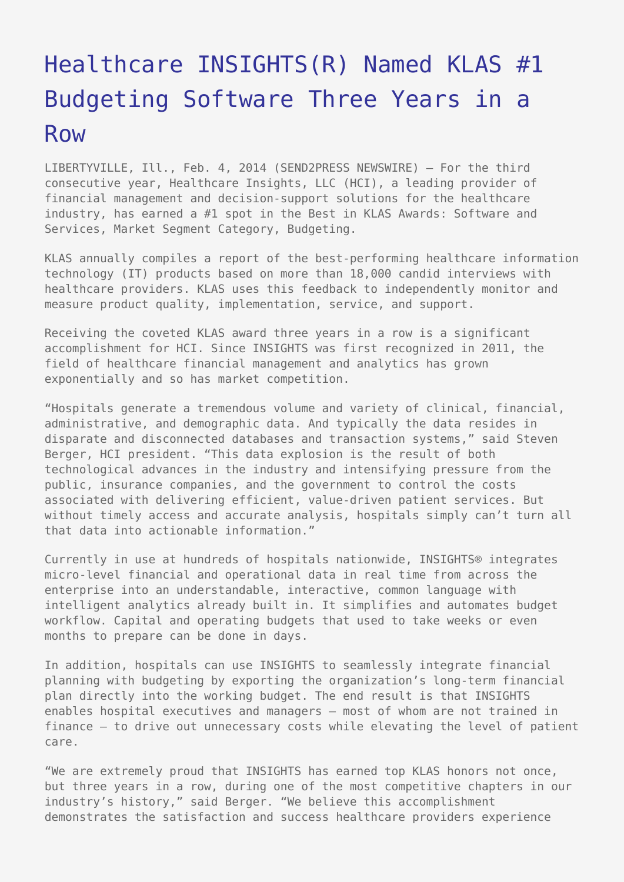# Healthcare INSIGHTS(R) Named KLAS #1 Budgeting Software Three Years in a Row

LIBERTYVILLE, Ill., Feb. 4, 2014 (SEND2PRESS NEWSWIRE) — For the third consecutive year, Healthcare Insights, LLC (HCI), a leading provider of financial management and decision-support solutions for the healthcare industry, has earned a #1 spot in the Best in KLAS Awards: Software and Services, Market Segment Category, Budgeting.

KLAS annually compiles a report of the best-performing healthcare information technology (IT) products based on more than 18,000 candid interviews with healthcare providers. KLAS uses this feedback to independently monitor and measure product quality, implementation, service, and support.

Receiving the coveted KLAS award three years in a row is a significant accomplishment for HCI. Since INSIGHTS was first recognized in 2011, the field of healthcare financial management and analytics has grown exponentially and so has market competition.

"Hospitals generate a tremendous volume and variety of clinical, financial, administrative, and demographic data. And typically the data resides in disparate and disconnected databases and transaction systems," said Steven Berger, HCI president. "This data explosion is the result of both technological advances in the industry and intensifying pressure from the public, insurance companies, and the government to control the costs associated with delivering efficient, value-driven patient services. But without timely access and accurate analysis, hospitals simply can't turn all that data into actionable information."

Currently in use at hundreds of hospitals nationwide, INSIGHTS® integrates micro-level financial and operational data in real time from across the enterprise into an understandable, interactive, common language with intelligent analytics already built in. It simplifies and automates budget workflow. Capital and operating budgets that used to take weeks or even months to prepare can be done in days.

In addition, hospitals can use INSIGHTS to seamlessly integrate financial planning with budgeting by exporting the organization's long-term financial plan directly into the working budget. The end result is that INSIGHTS enables hospital executives and managers — most of whom are not trained in finance — to drive out unnecessary costs while elevating the level of patient care.

"We are extremely proud that INSIGHTS has earned top KLAS honors not once, but three years in a row, during one of the most competitive chapters in our industry's history," said Berger. "We believe this accomplishment demonstrates the satisfaction and success healthcare providers experience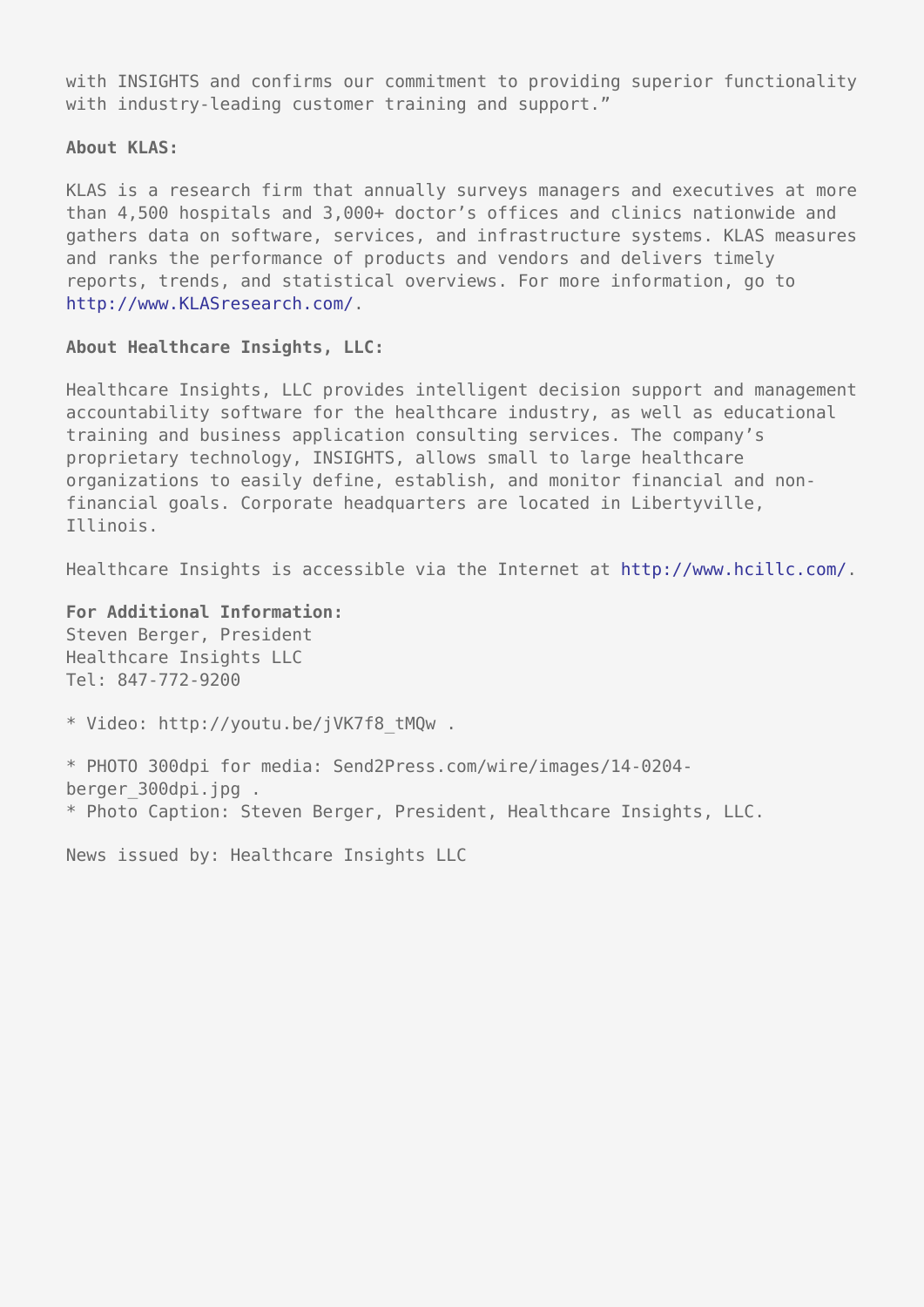with INSIGHTS and confirms our commitment to providing superior functionality with industry-leading customer training and support."

**About KLAS:**

KLAS is a research firm that annually surveys managers and executives at more than 4,500 hospitals and 3,000+ doctor's offices and clinics nationwide and gathers data on software, services, and infrastructure systems. KLAS measures and ranks the performance of products and vendors and delivers timely reports, trends, and statistical overviews. For more information, go to http://www.KLASresearch.com/.

**About Healthcare Insights, LLC:**

Healthcare Insights, LLC provides intelligent decision support and management accountability software for the healthcare industry, as well as educational training and business application consulting services. The company's proprietary technology, INSIGHTS, allows small to large healthcare organizations to easily define, establish, and monitor financial and non-financial goals. Corporate headquarters are located in Libertyville, Illinois.

Healthcare Insights is accessible via the Internet at http://www.hcillc.com/.

**For Additional Information:**
Steven Berger, President
Healthcare Insights LLC
Tel: 847-772-9200

* Video: http://youtu.be/jVK7f8_tMQw .

* PHOTO 300dpi for media: Send2Press.com/wire/images/14-0204-berger_300dpi.jpg .
* Photo Caption: Steven Berger, President, Healthcare Insights, LLC.

News issued by: Healthcare Insights LLC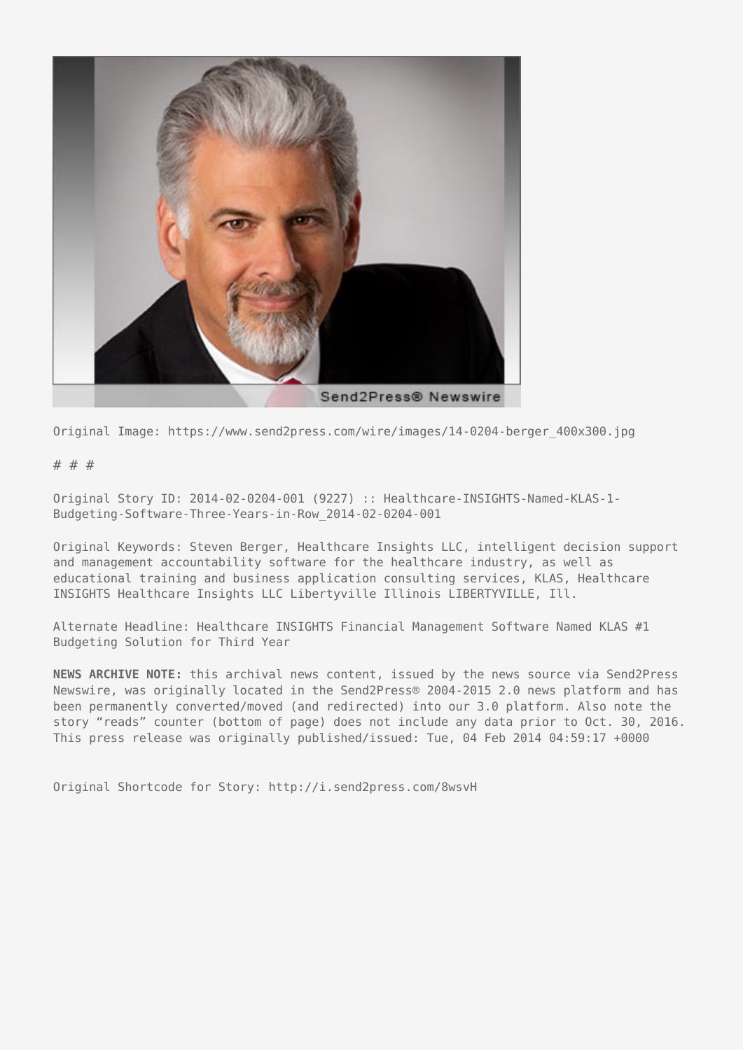Original Image: https://www.send2press.com/wire/images/14-0204-berger_400x300.jpg

# # #

Original Story ID: 2014-02-0204-001 (9227) :: Healthcare-INSIGHTS-Named-KLAS-1-Budgeting-Software-Three-Years-in-Row_2014-02-0204-001

Original Keywords: Steven Berger, Healthcare Insights LLC, intelligent decision support and management accountability software for the healthcare industry, as well as educational training and business application consulting services, KLAS, Healthcare INSIGHTS Healthcare Insights LLC Libertyville Illinois LIBERTYVILLE, Ill.

Alternate Headline: Healthcare INSIGHTS Financial Management Software Named KLAS #1 Budgeting Solution for Third Year

**NEWS ARCHIVE NOTE:** this archival news content, issued by the news source via Send2Press Newswire, was originally located in the Send2Press® 2004-2015 2.0 news platform and has been permanently converted/moved (and redirected) into our 3.0 platform. Also note the story "reads" counter (bottom of page) does not include any data prior to Oct. 30, 2016. This press release was originally published/issued: Tue, 04 Feb 2014 04:59:17 +0000

Original Shortcode for Story: http://i.send2press.com/8wsvH